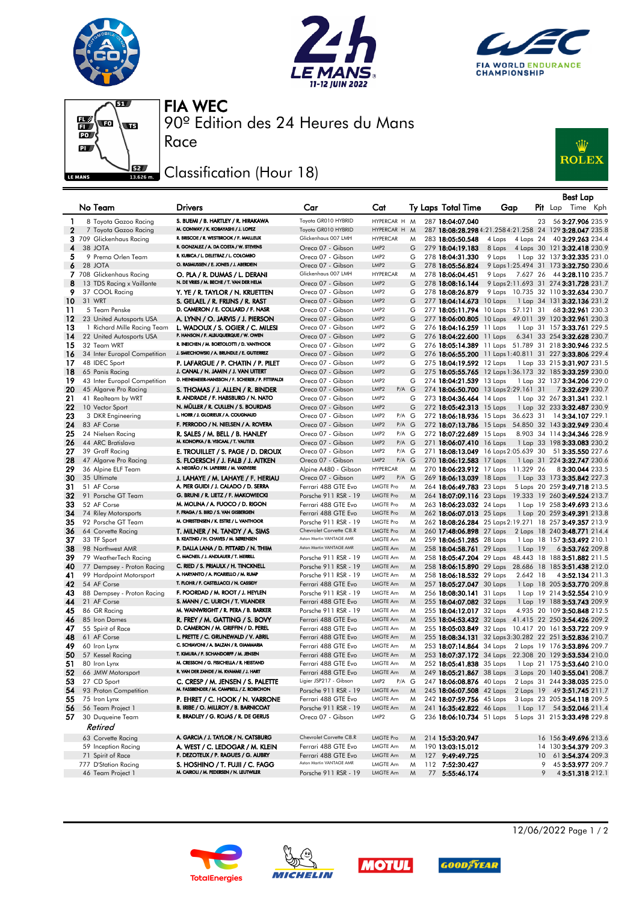# FIA WEC

## 90º Edition des 24 Heures du Mans

### Race

### Classification (Hour 18)

| | No | Team | Drivers | Car | Cat | Ty | Laps | Total Time | Gap | | Pit | Best Lap Lap | Best Lap Time | Kph |
|---|---|---|---|---|---|---|---|---|---|---|---|---|---|---|
| 1 | 8 | Toyota Gazoo Racing | S. BUEMI / B. HARTLEY / R. HIRAKAWA | Toyota GR010 HYBRID | HYPERCAR H | M | 287 | 18:04:07.040 | | | 23 | 56 | 3:27.906 | 235.9 |
| 2 | 7 | Toyota Gazoo Racing | M. CONWAY / K. KOBAYASHI / J. LOPEZ | Toyota GR010 HYBRID | HYPERCAR H | M | 287 | 18:08:28.298 | 4:21.258 | 4:21.258 | 24 | 129 | 3:28.047 | 235.8 |
| 3 | 709 | Glickenhaus Racing | R. BRISCOE / R. WESTBROOK / F. MAILLEUX | Glickenhaus 007 LMH | HYPERCAR | M | 283 | 18:05:50.548 | 4 Laps | 4 Laps | 24 | 40 | 3:29.263 | 234.4 |
| 4 | 38 | JOTA | R. GONZALEZ / A. DA COSTA / W. STEVENS | Oreca 07 - Gibson | LMP2 | G | 279 | 18:04:19.183 | 8 Laps | 4 Laps | 30 | 121 | 3:32.418 | 230.9 |
| 5 | 9 | Prema Orlen Team | R. KUBICA / L. DELETRAZ / L. COLOMBO | Oreca 07 - Gibson | LMP2 | G | 278 | 18:04:31.330 | 9 Laps | 1 Lap | 32 | 137 | 3:32.335 | 231.0 |
| 6 | 28 | JOTA | O. RASMUSSEN / E. JONES / J. ABERDEIN | Oreca 07 - Gibson | LMP2 | G | 278 | 18:05:56.824 | 9 Laps | 1:25.494 | 31 | 173 | 3:32.750 | 230.6 |
| 7 | 708 | Glickenhaus Racing | O. PLA / R. DUMAS / L. DERANI | Glickenhaus 007 LMH | HYPERCAR | M | 278 | 18:06:04.451 | 9 Laps | 7.627 | 26 | 44 | 3:28.110 | 235.7 |
| 8 | 13 | TDS Racing x Vaillante | N. DE VRIES / M. BECHE / T. VAN DER HELM | Oreca 07 - Gibson | LMP2 | G | 278 | 18:08:16.144 | 9 Laps | 2:11.693 | 31 | 274 | 3:31.728 | 231.7 |
| 9 | 37 | COOL Racing | Y. YE / R. TAYLOR / N. KRUETTEN | Oreca 07 - Gibson | LMP2 | G | 278 | 18:08:26.879 | 9 Laps | 10.735 | 32 | 110 | 3:32.634 | 230.7 |
| 10 | 31 | WRT | S. GELAEL / R. FRIJNS / R. RAST | Oreca 07 - Gibson | LMP2 | G | 277 | 18:04:14.673 | 10 Laps | 1 Lap | 34 | 131 | 3:32.136 | 231.2 |
| 11 | 5 | Team Penske | D. CAMERON / E. COLLARD / F. NASR | Oreca 07 - Gibson | LMP2 | G | 277 | 18:05:11.794 | 10 Laps | 57.121 | 31 | 68 | 3:32.961 | 230.3 |
| 12 | 23 | United Autosports USA | A. LYNN / O. JARVIS / J. PIERSON | Oreca 07 - Gibson | LMP2 | G | 277 | 18:06:00.805 | 10 Laps | 49.011 | 39 | 120 | 3:32.961 | 230.3 |
| 13 | 1 | Richard Mille Racing Team | L. WADOUX / S. OGIER / C. MILESI | Oreca 07 - Gibson | LMP2 | G | 276 | 18:04:16.259 | 11 Laps | 1 Lap | 31 | 157 | 3:33.761 | 229.5 |
| 14 | 22 | United Autosports USA | P. HANSON / F. ALBUQUERQUE / W. OWEN | Oreca 07 - Gibson | LMP2 | G | 276 | 18:04:22.600 | 11 Laps | 6.341 | 33 | 254 | 3:32.628 | 230.7 |
| 15 | 32 | Team WRT | R. INEICHEN / M. BORTOLOTTI / D. VANTHOOR | Oreca 07 - Gibson | LMP2 | G | 276 | 18:05:14.389 | 11 Laps | 51.789 | 31 | 218 | 3:30.946 | 232.5 |
| 16 | 34 | Inter Europol Competition | J. SMIECHOWSKI / A. BRUNDLE / E. GUTIERREZ | Oreca 07 - Gibson | LMP2 | G | 276 | 18:06:55.200 | 11 Laps | 1:40.811 | 31 | 227 | 3:33.806 | 229.4 |
| 17 | 48 | IDEC Sport | P. LAFARGUE / P. CHATIN / P. PILET | Oreca 07 - Gibson | LMP2 | G | 275 | 18:04:19.592 | 12 Laps | 1 Lap | 33 | 215 | 3:31.907 | 231.5 |
| 18 | 65 | Panis Racing | J. CANAL / N. JAMIN / J. VAN UITERT | Oreca 07 - Gibson | LMP2 | G | 275 | 18:05:55.765 | 12 Laps | 1:36.173 | 32 | 185 | 3:33.259 | 230.0 |
| 19 | 43 | Inter Europol Competition | D. HEINEMEIER-HANSSON / F. SCHERER / P. FITTIPALDI | Oreca 07 - Gibson | LMP2 | G | 274 | 18:04:21.539 | 13 Laps | 1 Lap | 32 | 137 | 3:34.206 | 229.0 |
| 20 | 45 | Algarve Pro Racing | S. THOMAS / J. ALLEN / R. BINDER | Oreca 07 - Gibson | LMP2 P/A | G | 274 | 18:06:50.700 | 13 Laps | 2:29.161 | 31 | 7 | 3:32.629 | 230.7 |
| 21 | 41 | Realteam by WRT | R. ANDRADE / F. HABSBURG / N. NATO | Oreca 07 - Gibson | LMP2 | G | 273 | 18:04:36.464 | 14 Laps | 1 Lap | 32 | 267 | 3:31.341 | 232.1 |
| 22 | 10 | Vector Sport | N. MÜLLER / R. CULLEN / S. BOURDAIS | Oreca 07 - Gibson | LMP2 | G | 272 | 18:05:42.313 | 15 Laps | 1 Lap | 32 | 233 | 3:32.487 | 230.9 |
| 23 | 3 | DKR Engineering | L. HORR / J. GLORIEUX / A. COUGNAUD | Oreca 07 - Gibson | LMP2 P/A | G | 272 | 18:06:18.936 | 15 Laps | 36.623 | 31 | 14 | 3:34.107 | 229.1 |
| 24 | 83 | AF Corse | F. PERRODO / N. NIELSEN / A. ROVERA | Oreca 07 - Gibson | LMP2 P/A | G | 272 | 18:07:13.786 | 15 Laps | 54.850 | 32 | 143 | 3:32.949 | 230.4 |
| 25 | 24 | Nielsen Racing | R. SALES / M. BELL / B. HANLEY | Oreca 07 - Gibson | LMP2 P/A | G | 272 | 18:07:22.689 | 15 Laps | 8.903 | 34 | 114 | 3:34.346 | 228.9 |
| 26 | 44 | ARC Bratislava | M. KONOPKA / B. VISCAAL / T. VAUTIER | Oreca 07 - Gibson | LMP2 P/A | G | 271 | 18:06:07.410 | 16 Laps | 1 Lap | 33 | 198 | 3:33.083 | 230.2 |
| 27 | 39 | Graff Racing | E. TROUILLET / S. PAGE / D. DROUX | Oreca 07 - Gibson | LMP2 P/A | G | 271 | 18:08:13.049 | 16 Laps | 2:05.639 | 30 | 51 | 3:35.550 | 227.6 |
| 28 | 47 | Algarve Pro Racing | S. FLOERSCH / J. FALB / J. AITKEN | Oreca 07 - Gibson | LMP2 P/A | G | 270 | 18:06:12.583 | 17 Laps | 1 Lap | 31 | 224 | 3:32.747 | 230.6 |
| 29 | 36 | Alpine ELF Team | A. NEGRÃO / N. LAPIERRE / M. VAXIVIERE | Alpine A480 - Gibson | HYPERCAR | M | 270 | 18:06:23.912 | 17 Laps | 11.329 | 26 | 8 | 3:30.044 | 233.5 |
| 30 | 35 | Ultimate | J. LAHAYE / M. LAHAYE / F. HERIAU | Oreca 07 - Gibson | LMP2 P/A | G | 269 | 18:06:13.039 | 18 Laps | 1 Lap | 33 | 173 | 3:35.842 | 227.3 |
| 31 | 51 | AF Corse | A. PIER GUIDI / J. CALADO / D. SERRA | Ferrari 488 GTE Evo | LMGTE Pro | M | 264 | 18:06:49.783 | 23 Laps | 5 Laps | 20 | 259 | 3:49.718 | 213.5 |
| 32 | 91 | Porsche GT Team | G. BRUNI / R. LIETZ / F. MAKOWIECKI | Porsche 911 RSR - 19 | LMGTE Pro | M | 264 | 18:07:09.116 | 23 Laps | 19.333 | 19 | 260 | 3:49.524 | 213.7 |
| 33 | 52 | AF Corse | M. MOLINA / A. FUOCO / D. RIGON | Ferrari 488 GTE Evo | LMGTE Pro | M | 263 | 18:06:23.032 | 24 Laps | 1 Lap | 19 | 258 | 3:49.693 | 213.6 |
| 34 | 74 | Riley Motorsports | F. FRAGA / S. BIRD / S. VAN GISBERGEN | Ferrari 488 GTE Evo | LMGTE Pro | M | 262 | 18:06:07.013 | 25 Laps | 1 Lap | 20 | 259 | 3:49.391 | 213.8 |
| 35 | 92 | Porsche GT Team | M. CHRISTENSEN / K. ESTRE / L. VANTHOOR | Porsche 911 RSR - 19 | LMGTE Pro | M | 262 | 18:08:26.284 | 25 Laps | 2:19.271 | 18 | 257 | 3:49.357 | 213.9 |
| 36 | 64 | Corvette Racing | T. MILNER / N. TANDY / A. SIMS | Chevrolet Corvette C8.R | LMGTE Pro | M | 260 | 17:48:06.898 | 27 Laps | 2 Laps | 18 | 240 | 3:48.771 | 214.4 |
| 37 | 33 | TF Sport | B. KEATING / H. CHAVES / M. SØRENSEN | Aston Martin VANTAGE AMR | LMGTE Am | M | 259 | 18:06:51.285 | 28 Laps | 1 Lap | 18 | 157 | 3:53.492 | 210.1 |
| 38 | 98 | Northwest AMR | P. DALLA LANA / D. PITTARD / N. THIIM | Aston Martin VANTAGE AMR | LMGTE Am | M | 258 | 18:04:58.761 | 29 Laps | 1 Lap | 19 | 6 | 3:53.762 | 209.8 |
| 39 | 79 | WeatherTech Racing | C. MACNEIL / J. ANDLAUER / T. MERRILL | Porsche 911 RSR - 19 | LMGTE Am | M | 258 | 18:05:47.204 | 29 Laps | 48.443 | 18 | 188 | 3:51.882 | 211.5 |
| 40 | 77 | Dempsey - Proton Racing | C. RIED / S. PRIAULX / H. TINCKNELL | Porsche 911 RSR - 19 | LMGTE Am | M | 258 | 18:06:15.890 | 29 Laps | 28.686 | 18 | 185 | 3:51.438 | 212.0 |
| 41 | 99 | Hardpoint Motorsport | A. HARYANTO / A. PICARIELLO / M. RUMP | Porsche 911 RSR - 19 | LMGTE Am | M | 258 | 18:06:18.532 | 29 Laps | 2.642 | 18 | 4 | 3:52.134 | 211.3 |
| 42 | 54 | AF Corse | T. FLOHR / F. CASTELLACCI / N. CASSIDY | Ferrari 488 GTE Evo | LMGTE Am | M | 257 | 18:05:27.047 | 30 Laps | 1 Lap | 18 | 205 | 3:53.770 | 209.8 |
| 43 | 88 | Dempsey - Proton Racing | F. POORDAD / M. ROOT / J. HEYLEN | Porsche 911 RSR - 19 | LMGTE Am | M | 256 | 18:08:30.141 | 31 Laps | 1 Lap | 19 | 214 | 3:52.554 | 210.9 |
| 44 | 21 | AF Corse | S. MANN / C. ULRICH / T. VILANDER | Ferrari 488 GTE Evo | LMGTE Am | M | 255 | 18:04:07.082 | 32 Laps | 1 Lap | 19 | 188 | 3:53.743 | 209.9 |
| 45 | 86 | GR Racing | M. WAINWRIGHT / R. PERA / B. BARKER | Porsche 911 RSR - 19 | LMGTE Am | M | 255 | 18:04:12.017 | 32 Laps | 4.935 | 20 | 109 | 3:50.848 | 212.5 |
| 46 | 85 | Iron Dames | R. FREY / M. GATTING / S. BOVY | Ferrari 488 GTE Evo | LMGTE Am | M | 255 | 18:04:53.432 | 32 Laps | 41.415 | 22 | 250 | 3:54.426 | 209.2 |
| 47 | 55 | Spirit of Race | D. CAMERON / M. GRIFFIN / D. PEREL | Ferrari 488 GTE Evo | LMGTE Am | M | 255 | 18:05:03.849 | 32 Laps | 10.417 | 20 | 161 | 3:53.722 | 209.9 |
| 48 | 61 | AF Corse | L. PRETTE / C. GRUNEWALD / V. ABRIL | Ferrari 488 GTE Evo | LMGTE Am | M | 255 | 18:08:34.131 | 32 Laps | 3:30.282 | 22 | 251 | 3:52.836 | 210.7 |
| 49 | 60 | Iron Lynx | C. SCHIAVONI / A. BALZAN / R. GIAMMARIA | Ferrari 488 GTE Evo | LMGTE Am | M | 253 | 18:07:14.864 | 34 Laps | 2 Laps | 19 | 176 | 3:53.896 | 209.7 |
| 50 | 57 | Kessel Racing | T. KIMURA / F. SCHANDORFF / M. JENSEN | Ferrari 488 GTE Evo | LMGTE Am | M | 253 | 18:07:37.172 | 34 Laps | 22.308 | 20 | 129 | 3:53.534 | 210.0 |
| 51 | 80 | Iron Lynx | M. CRESSONI / G. FISICHELLA / R. HEISTAND | Ferrari 488 GTE Evo | LMGTE Am | M | 252 | 18:05:41.838 | 35 Laps | 1 Lap | 21 | 175 | 3:53.640 | 210.0 |
| 52 | 66 | JMW Motorsport | R. VAN DER ZANDE / M. KVAMME / J. HART | Ferrari 488 GTE Evo | LMGTE Am | M | 249 | 18:05:21.867 | 38 Laps | 3 Laps | 20 | 140 | 3:55.041 | 208.7 |
| 53 | 27 | CD Sport | C. CRESP / M. JENSEN / S. PALETTE | Ligier JSP217 - Gibson | LMP2 P/A | G | 247 | 18:06:08.876 | 40 Laps | 2 Laps | 31 | 244 | 3:38.035 | 225.0 |
| 54 | 93 | Proton Competition | M. FASSBENDER / M. CAMPBELL / Z. ROBICHON | Porsche 911 RSR - 19 | LMGTE Am | M | 245 | 18:06:07.508 | 42 Laps | 2 Laps | 19 | 49 | 3:51.745 | 211.7 |
| 55 | 75 | Iron Lynx | P. EHRET / C. HOOK / N. VARRONE | Ferrari 488 GTE Evo | LMGTE Am | M | 242 | 18:07:59.756 | 45 Laps | 3 Laps | 23 | 205 | 3:54.118 | 209.5 |
| 56 | 56 | Team Project 1 | B. IRIBE / O. MILLROY / B. BARNICOAT | Porsche 911 RSR - 19 | LMGTE Am | M | 241 | 16:35:42.822 | 46 Laps | 1 Lap | 17 | 54 | 3:52.066 | 211.4 |
| 57 | 30 | Duqueine Team | R. BRADLEY / G. ROJAS / R. DE GERUS | Oreca 07 - Gibson | LMP2 | G | 236 | 18:06:10.734 | 51 Laps | 5 Laps | 31 | 215 | 3:33.498 | 229.8 |
| | | *Retired* | | | | | | | | | | | | |
| | 63 | Corvette Racing | A. GARCIA / J. TAYLOR / N. CATSBURG | Chevrolet Corvette C8.R | LMGTE Pro | M | 214 | 15:53:20.947 | | | 16 | 156 | 3:49.696 | 213.6 |
| | 59 | Inception Racing | A. WEST / C. LEDOGAR / M. KLEIN | Ferrari 488 GTE Evo | LMGTE Am | M | 190 | 13:03:15.012 | | | 14 | 130 | 3:54.379 | 209.3 |
| | 71 | Spirit of Race | F. DEZOTEUX / P. RAGUES / G. AUBRY | Ferrari 488 GTE Evo | LMGTE Am | M | 127 | 9:49:49.725 | | | 10 | 61 | 3:54.374 | 209.3 |
| | 777 | D'Station Racing | S. HOSHINO / T. FUJII / C. FAGG | Aston Martin VANTAGE AMR | LMGTE Am | M | 112 | 7:52:30.427 | | | 9 | 45 | 3:53.977 | 209.7 |
| | 46 | Team Project 1 | M. CAIROLI / M. PEDERSEN / N. LEUTWILER | Porsche 911 RSR - 19 | LMGTE Am | M | 77 | 5:55:46.174 | | | 9 | 4 | 3:51.318 | 212.1 |

12/06/2022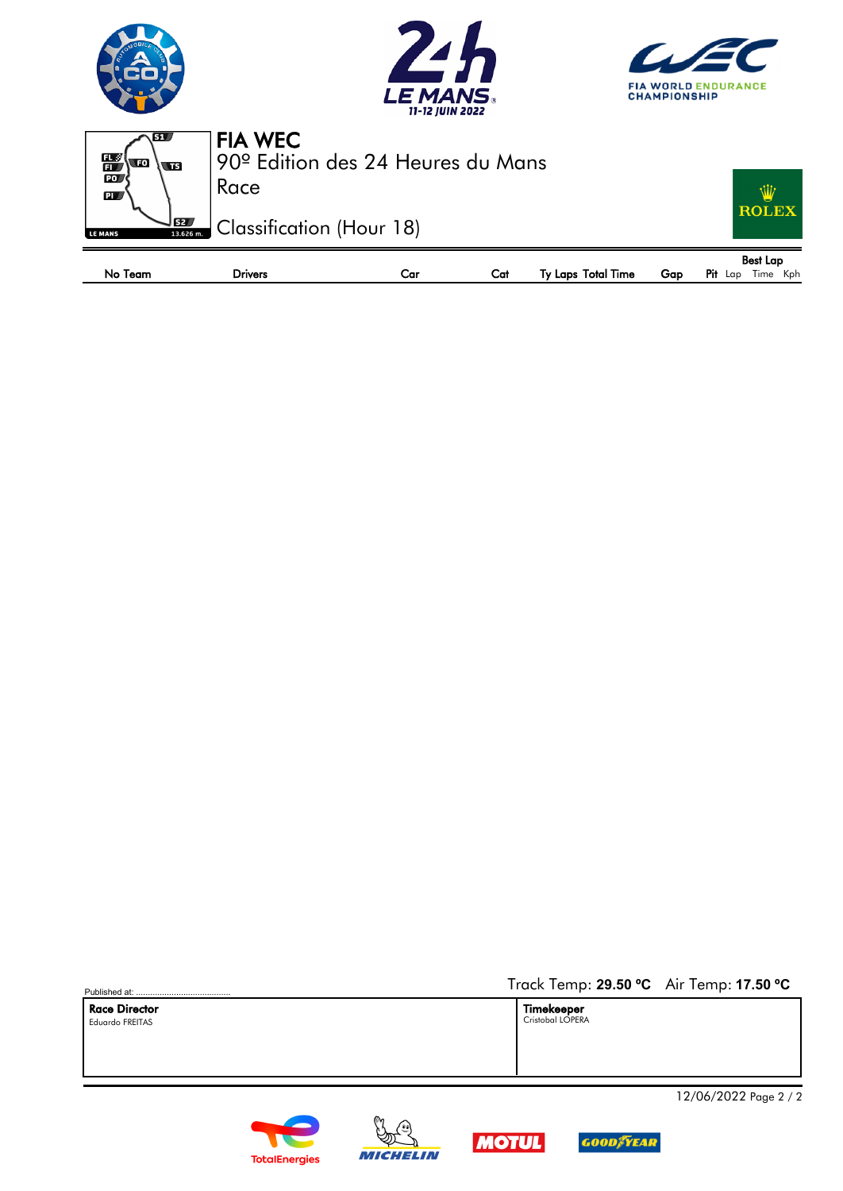# FIA WEC

90º Edition des 24 Heures du Mans

Race

Classification (Hour 18)

| No | Team | Drivers | Car | Cat | Ty | Laps | Total Time | Gap | Pit | Best Lap Lap | Best Lap Time | Best Lap Kph |
|---|---|---|---|---|---|---|---|---|---|---|---|---|

Track Temp: **29.50 ºC** Air Temp: **17.50 ºC**

Published at: ........................................

**Race Director**
Eduardo FREITAS

**Timekeeper**
Cristobal LOPERA

12/06/2022